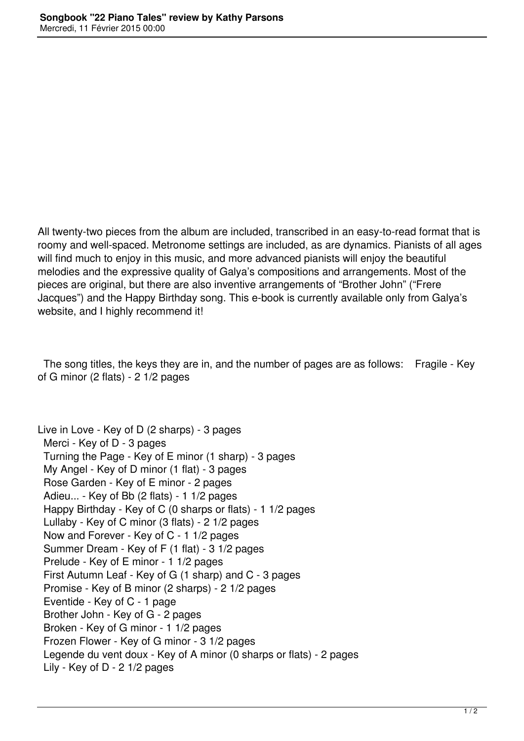All twenty-two pieces from the album are included, transcribed in an easy-to-read format that is roomy and well-spaced. Metronome settings are included, as are dynamics. Pianists of all ages will find much to enjoy in this music, and more advanced pianists will enjoy the beautiful melodies and the expressive quality of Galya's compositions and arrangements. Most of the pieces are original, but there are also inventive arrangements of "Brother John" ("Frere Jacques") and the Happy Birthday song. This e-book is currently available only from Galya's website, and I highly recommend it!

The song titles, the keys they are in, and the number of pages are as follows: Fragile - Key of G minor (2 flats) - 2 1/2 pages

Live in Love - Key of D (2 sharps) - 3 pages
Merci - Key of D - 3 pages
Turning the Page - Key of E minor (1 sharp) - 3 pages
My Angel - Key of D minor (1 flat) - 3 pages
Rose Garden - Key of E minor - 2 pages
Adieu... - Key of Bb (2 flats) - 1 1/2 pages
Happy Birthday - Key of C (0 sharps or flats) - 1 1/2 pages
Lullaby - Key of C minor (3 flats) - 2 1/2 pages
Now and Forever - Key of C - 1 1/2 pages
Summer Dream - Key of F (1 flat) - 3 1/2 pages
Prelude - Key of E minor - 1 1/2 pages
First Autumn Leaf - Key of G (1 sharp) and C - 3 pages
Promise - Key of B minor (2 sharps) - 2 1/2 pages
Eventide - Key of C - 1 page
Brother John - Key of G - 2 pages
Broken - Key of G minor - 1 1/2 pages
Frozen Flower - Key of G minor - 3 1/2 pages
Legende du vent doux - Key of A minor (0 sharps or flats) - 2 pages
Lily - Key of D - 2 1/2 pages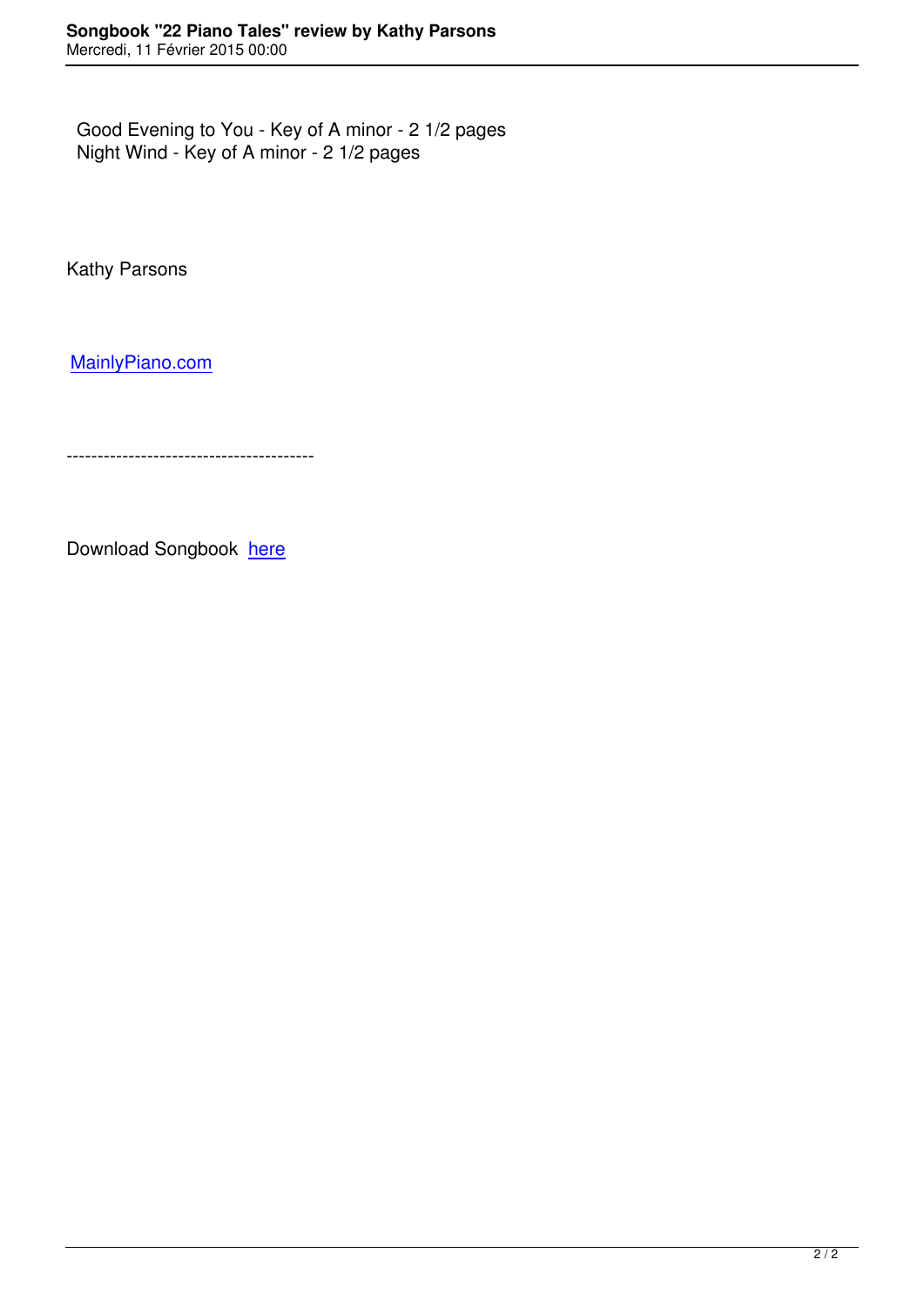Good Evening to You - Key of A minor - 2 1/2 pages
Night Wind - Key of A minor - 2 1/2 pages

Kathy Parsons

MainlyPiano.com

----------------------------------------

Download Songbook here